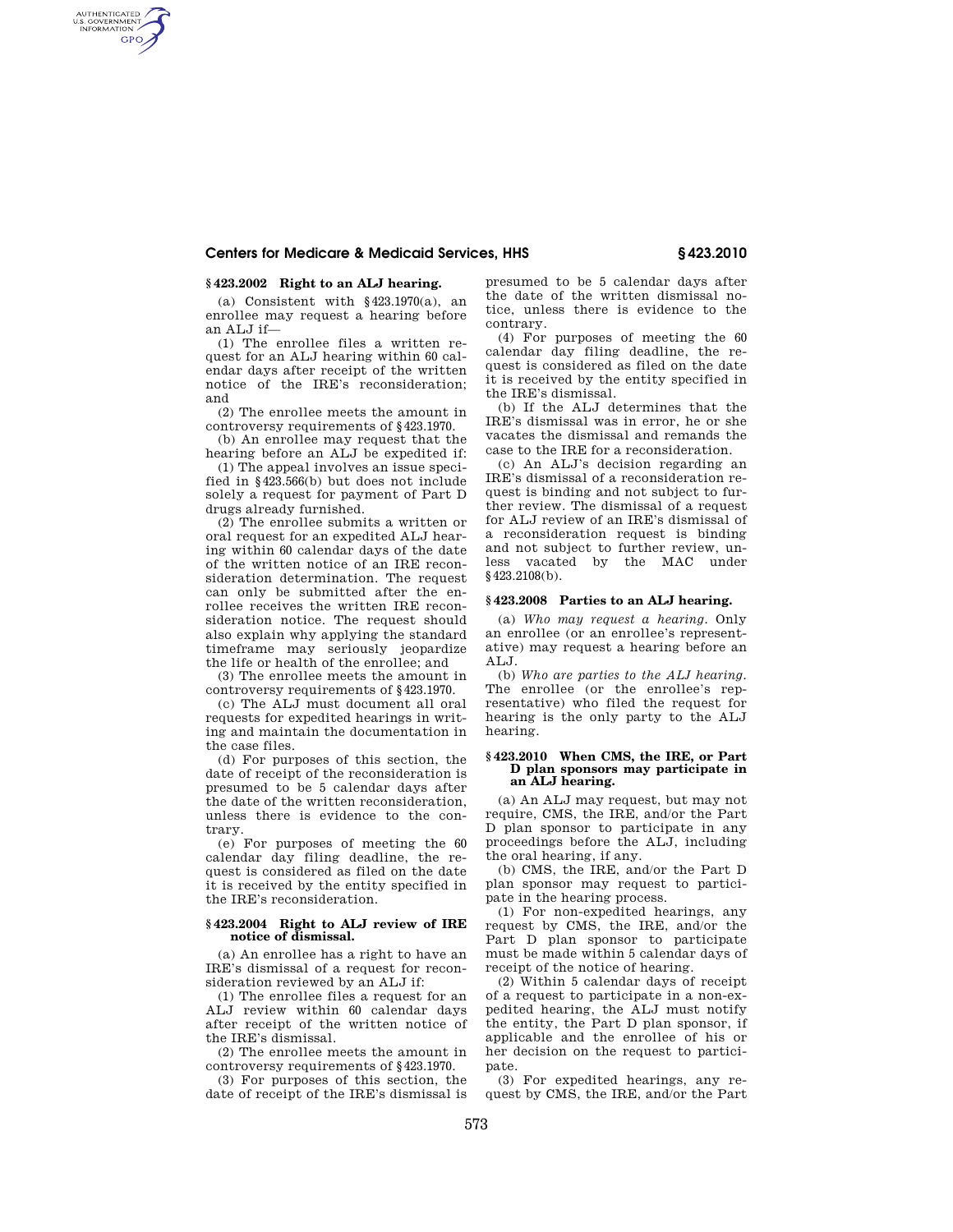### § 423.2002 Right to an ALJ hearing.

(a) Consistent with §423.1970(a), an enrollee may request a hearing before an ALJ if—

(1) The enrollee files a written request for an ALJ hearing within 60 calendar days after receipt of the written notice of the IRE's reconsideration; and

(2) The enrollee meets the amount in controversy requirements of §423.1970.

(b) An enrollee may request that the hearing before an ALJ be expedited if:

(1) The appeal involves an issue specified in §423.566(b) but does not include solely a request for payment of Part D drugs already furnished.

(2) The enrollee submits a written or oral request for an expedited ALJ hearing within 60 calendar days of the date of the written notice of an IRE reconsideration determination. The request can only be submitted after the enrollee receives the written IRE reconsideration notice. The request should also explain why applying the standard timeframe may seriously jeopardize the life or health of the enrollee; and

(3) The enrollee meets the amount in controversy requirements of §423.1970.

(c) The ALJ must document all oral requests for expedited hearings in writing and maintain the documentation in the case files.

(d) For purposes of this section, the date of receipt of the reconsideration is presumed to be 5 calendar days after the date of the written reconsideration, unless there is evidence to the contrary.

(e) For purposes of meeting the 60 calendar day filing deadline, the request is considered as filed on the date it is received by the entity specified in the IRE's reconsideration.

### § 423.2004 Right to ALJ review of IRE notice of dismissal.

(a) An enrollee has a right to have an IRE's dismissal of a request for reconsideration reviewed by an ALJ if:

(1) The enrollee files a request for an ALJ review within 60 calendar days after receipt of the written notice of the IRE's dismissal.

(2) The enrollee meets the amount in controversy requirements of §423.1970.

(3) For purposes of this section, the date of receipt of the IRE's dismissal is presumed to be 5 calendar days after the date of the written dismissal notice, unless there is evidence to the contrary.

(4) For purposes of meeting the 60 calendar day filing deadline, the request is considered as filed on the date it is received by the entity specified in the IRE's dismissal.

(b) If the ALJ determines that the IRE's dismissal was in error, he or she vacates the dismissal and remands the case to the IRE for a reconsideration.

(c) An ALJ's decision regarding an IRE's dismissal of a reconsideration request is binding and not subject to further review. The dismissal of a request for ALJ review of an IRE's dismissal of a reconsideration request is binding and not subject to further review, unless vacated by the MAC under §423.2108(b).

### § 423.2008 Parties to an ALJ hearing.

(a) *Who may request a hearing.* Only an enrollee (or an enrollee's representative) may request a hearing before an ALJ.

(b) *Who are parties to the ALJ hearing.* The enrollee (or the enrollee's representative) who filed the request for hearing is the only party to the ALJ hearing.

### § 423.2010 When CMS, the IRE, or Part D plan sponsors may participate in an ALJ hearing.

(a) An ALJ may request, but may not require, CMS, the IRE, and/or the Part D plan sponsor to participate in any proceedings before the ALJ, including the oral hearing, if any.

(b) CMS, the IRE, and/or the Part D plan sponsor may request to participate in the hearing process.

(1) For non-expedited hearings, any request by CMS, the IRE, and/or the Part D plan sponsor to participate must be made within 5 calendar days of receipt of the notice of hearing.

(2) Within 5 calendar days of receipt of a request to participate in a non-expedited hearing, the ALJ must notify the entity, the Part D plan sponsor, if applicable and the enrollee of his or her decision on the request to participate.

(3) For expedited hearings, any request by CMS, the IRE, and/or the Part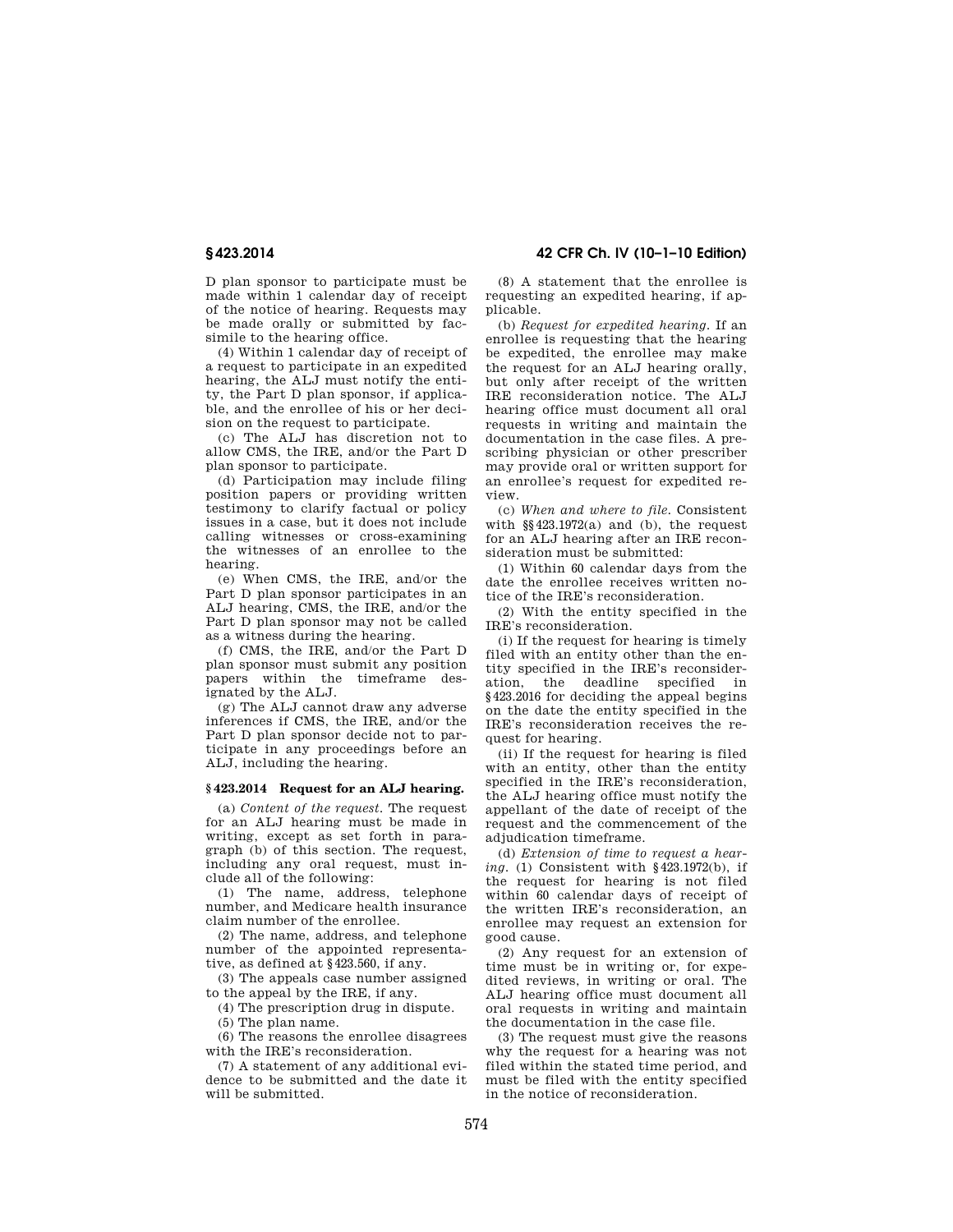D plan sponsor to participate must be made within 1 calendar day of receipt of the notice of hearing. Requests may be made orally or submitted by facsimile to the hearing office.

(4) Within 1 calendar day of receipt of a request to participate in an expedited hearing, the ALJ must notify the entity, the Part D plan sponsor, if applicable, and the enrollee of his or her decision on the request to participate.

(c) The ALJ has discretion not to allow CMS, the IRE, and/or the Part D plan sponsor to participate.

(d) Participation may include filing position papers or providing written testimony to clarify factual or policy issues in a case, but it does not include calling witnesses or cross-examining the witnesses of an enrollee to the hearing.

(e) When CMS, the IRE, and/or the Part D plan sponsor participates in an ALJ hearing, CMS, the IRE, and/or the Part D plan sponsor may not be called as a witness during the hearing.

(f) CMS, the IRE, and/or the Part D plan sponsor must submit any position papers within the timeframe designated by the ALJ.

(g) The ALJ cannot draw any adverse inferences if CMS, the IRE, and/or the Part D plan sponsor decide not to participate in any proceedings before an ALJ, including the hearing.

### § 423.2014 Request for an ALJ hearing.

(a) *Content of the request.* The request for an ALJ hearing must be made in writing, except as set forth in paragraph (b) of this section. The request, including any oral request, must include all of the following:

(1) The name, address, telephone number, and Medicare health insurance claim number of the enrollee.

(2) The name, address, and telephone number of the appointed representative, as defined at § 423.560, if any.

(3) The appeals case number assigned to the appeal by the IRE, if any.

(4) The prescription drug in dispute.

(5) The plan name.

(6) The reasons the enrollee disagrees with the IRE's reconsideration.

(7) A statement of any additional evidence to be submitted and the date it will be submitted.

(8) A statement that the enrollee is requesting an expedited hearing, if applicable.

(b) *Request for expedited hearing.* If an enrollee is requesting that the hearing be expedited, the enrollee may make the request for an ALJ hearing orally, but only after receipt of the written IRE reconsideration notice. The ALJ hearing office must document all oral requests in writing and maintain the documentation in the case files. A prescribing physician or other prescriber may provide oral or written support for an enrollee's request for expedited review.

(c) *When and where to file.* Consistent with §§ 423.1972(a) and (b), the request for an ALJ hearing after an IRE reconsideration must be submitted:

(1) Within 60 calendar days from the date the enrollee receives written notice of the IRE's reconsideration.

(2) With the entity specified in the IRE's reconsideration.

(i) If the request for hearing is timely filed with an entity other than the entity specified in the IRE's reconsideration, the deadline specified in § 423.2016 for deciding the appeal begins on the date the entity specified in the IRE's reconsideration receives the request for hearing.

(ii) If the request for hearing is filed with an entity, other than the entity specified in the IRE's reconsideration, the ALJ hearing office must notify the appellant of the date of receipt of the request and the commencement of the adjudication timeframe.

(d) *Extension of time to request a hearing.* (1) Consistent with § 423.1972(b), if the request for hearing is not filed within 60 calendar days of receipt of the written IRE's reconsideration, an enrollee may request an extension for good cause.

(2) Any request for an extension of time must be in writing or, for expedited reviews, in writing or oral. The ALJ hearing office must document all oral requests in writing and maintain the documentation in the case file.

(3) The request must give the reasons why the request for a hearing was not filed within the stated time period, and must be filed with the entity specified in the notice of reconsideration.